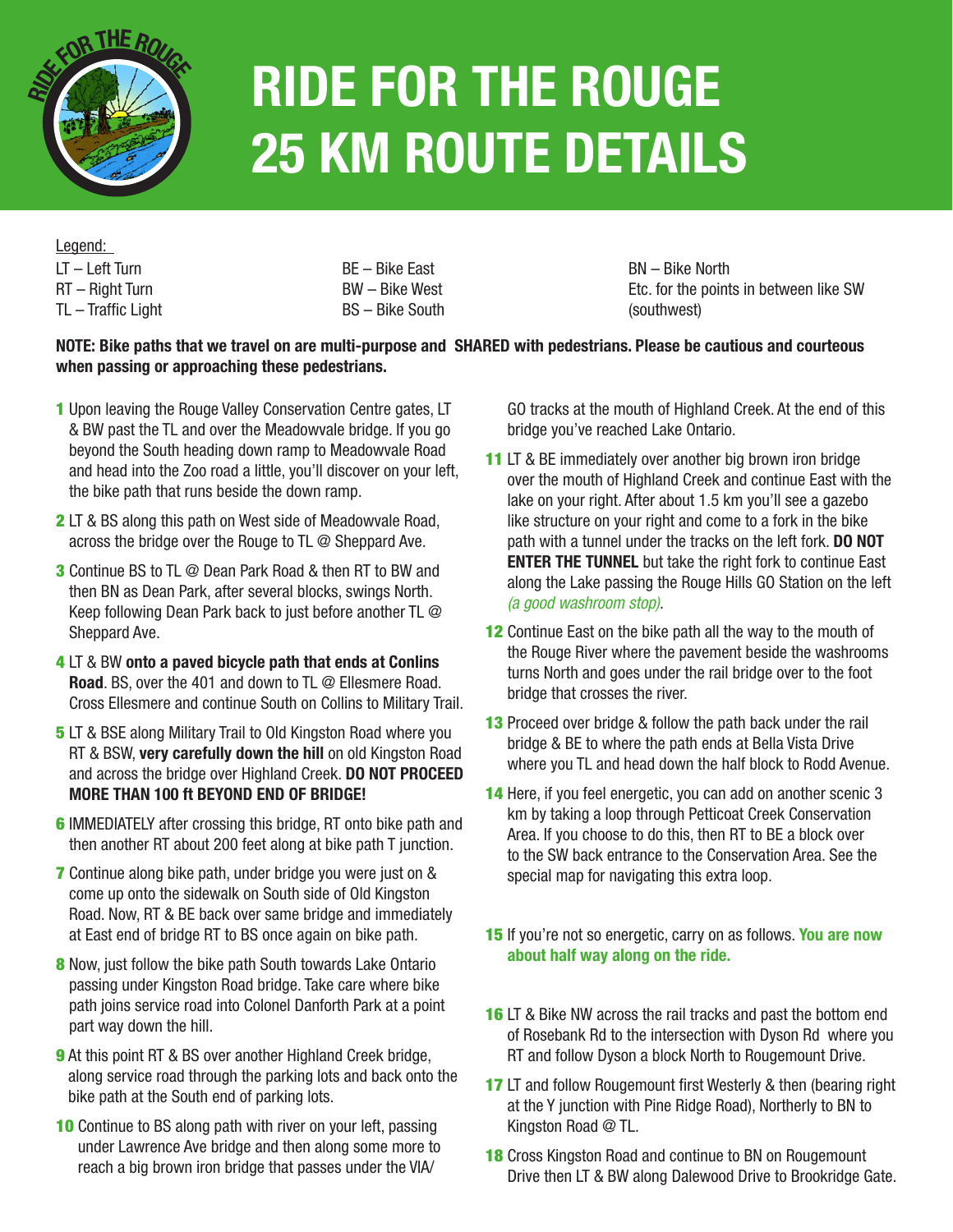# RIDE FOR THE ROUGE 25 KM ROUTE DETAILS

Legend:

LT – Left Turn
RT – Right Turn
TL – Traffic Light

BE – Bike East
BW – Bike West
BS – Bike South

BN – Bike North
Etc. for the points in between like SW (southwest)

**NOTE: Bike paths that we travel on are multi-purpose and SHARED with pedestrians. Please be cautious and courteous when passing or approaching these pedestrians.**

1. Upon leaving the Rouge Valley Conservation Centre gates, LT & BW past the TL and over the Meadowvale bridge. If you go beyond the South heading down ramp to Meadowvale Road and head into the Zoo road a little, you'll discover on your left, the bike path that runs beside the down ramp.
2. LT & BS along this path on West side of Meadowvale Road, across the bridge over the Rouge to TL @ Sheppard Ave.
3. Continue BS to TL @ Dean Park Road & then RT to BW and then BN as Dean Park, after several blocks, swings North. Keep following Dean Park back to just before another TL @ Sheppard Ave.
4. LT & BW **onto a paved bicycle path that ends at Conlins Road**. BS, over the 401 and down to TL @ Ellesmere Road. Cross Ellesmere and continue South on Collins to Military Trail.
5. LT & BSE along Military Trail to Old Kingston Road where you RT & BSW, **very carefully down the hill** on old Kingston Road and across the bridge over Highland Creek. **DO NOT PROCEED MORE THAN 100 ft BEYOND END OF BRIDGE!**
6. IMMEDIATELY after crossing this bridge, RT onto bike path and then another RT about 200 feet along at bike path T junction.
7. Continue along bike path, under bridge you were just on & come up onto the sidewalk on South side of Old Kingston Road. Now, RT & BE back over same bridge and immediately at East end of bridge RT to BS once again on bike path.
8. Now, just follow the bike path South towards Lake Ontario passing under Kingston Road bridge. Take care where bike path joins service road into Colonel Danforth Park at a point part way down the hill.
9. At this point RT & BS over another Highland Creek bridge, along service road through the parking lots and back onto the bike path at the South end of parking lots.
10. Continue to BS along path with river on your left, passing under Lawrence Ave bridge and then along some more to reach a big brown iron bridge that passes under the VIA/GO tracks at the mouth of Highland Creek. At the end of this bridge you've reached Lake Ontario.
11. LT & BE immediately over another big brown iron bridge over the mouth of Highland Creek and continue East with the lake on your right. After about 1.5 km you'll see a gazebo like structure on your right and come to a fork in the bike path with a tunnel under the tracks on the left fork. **DO NOT ENTER THE TUNNEL** but take the right fork to continue East along the Lake passing the Rouge Hills GO Station on the left *(a good washroom stop)*.
12. Continue East on the bike path all the way to the mouth of the Rouge River where the pavement beside the washrooms turns North and goes under the rail bridge over to the foot bridge that crosses the river.
13. Proceed over bridge & follow the path back under the rail bridge & BE to where the path ends at Bella Vista Drive where you TL and head down the half block to Rodd Avenue.
14. Here, if you feel energetic, you can add on another scenic 3 km by taking a loop through Petticoat Creek Conservation Area. If you choose to do this, then RT to BE a block over to the SW back entrance to the Conservation Area. See the special map for navigating this extra loop.
15. If you're not so energetic, carry on as follows. **You are now about half way along on the ride.**
16. LT & Bike NW across the rail tracks and past the bottom end of Rosebank Rd to the intersection with Dyson Rd where you RT and follow Dyson a block North to Rougemount Drive.
17. LT and follow Rougemount first Westerly & then (bearing right at the Y junction with Pine Ridge Road), Northerly to BN to Kingston Road @ TL.
18. Cross Kingston Road and continue to BN on Rougemount Drive then LT & BW along Dalewood Drive to Brookridge Gate.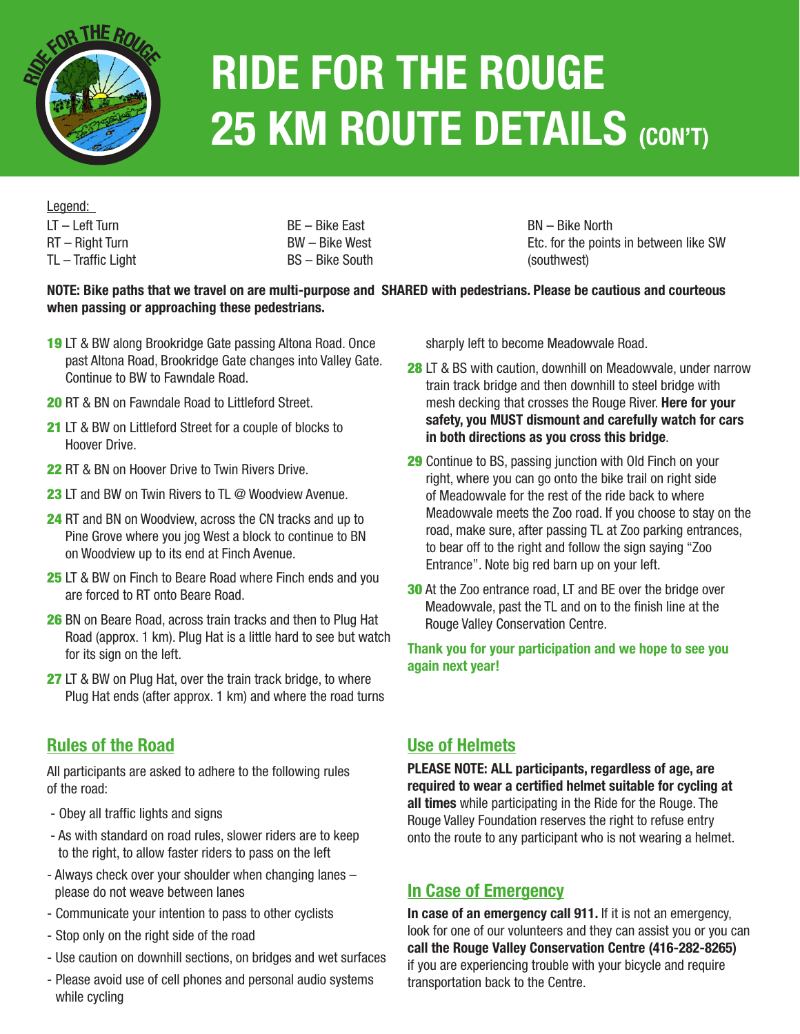# RIDE FOR THE ROUGE 25 KM ROUTE DETAILS (CON'T)

Legend:

| | | |
|---|---|---|
| LT – Left Turn | BE – Bike East | BN – Bike North |
| RT – Right Turn | BW – Bike West | Etc. for the points in between like SW (southwest) |
| TL – Traffic Light | BS – Bike South | |

**NOTE: Bike paths that we travel on are multi-purpose and SHARED with pedestrians. Please be cautious and courteous when passing or approaching these pedestrians.**

**19** LT & BW along Brookridge Gate passing Altona Road. Once past Altona Road, Brookridge Gate changes into Valley Gate. Continue to BW to Fawndale Road.

**20** RT & BN on Fawndale Road to Littleford Street.

**21** LT & BW on Littleford Street for a couple of blocks to Hoover Drive.

**22** RT & BN on Hoover Drive to Twin Rivers Drive.

**23** LT and BW on Twin Rivers to TL @ Woodview Avenue.

**24** RT and BN on Woodview, across the CN tracks and up to Pine Grove where you jog West a block to continue to BN on Woodview up to its end at Finch Avenue.

**25** LT & BW on Finch to Beare Road where Finch ends and you are forced to RT onto Beare Road.

**26** BN on Beare Road, across train tracks and then to Plug Hat Road (approx. 1 km). Plug Hat is a little hard to see but watch for its sign on the left.

**27** LT & BW on Plug Hat, over the train track bridge, to where Plug Hat ends (after approx. 1 km) and where the road turns sharply left to become Meadowvale Road.

**28** LT & BS with caution, downhill on Meadowvale, under narrow train track bridge and then downhill to steel bridge with mesh decking that crosses the Rouge River. **Here for your safety, you MUST dismount and carefully watch for cars in both directions as you cross this bridge**.

**29** Continue to BS, passing junction with Old Finch on your right, where you can go onto the bike trail on right side of Meadowvale for the rest of the ride back to where Meadowvale meets the Zoo road. If you choose to stay on the road, make sure, after passing TL at Zoo parking entrances, to bear off to the right and follow the sign saying "Zoo Entrance". Note big red barn up on your left.

**30** At the Zoo entrance road, LT and BE over the bridge over Meadowvale, past the TL and on to the finish line at the Rouge Valley Conservation Centre.

**Thank you for your participation and we hope to see you again next year!**

## Rules of the Road

All participants are asked to adhere to the following rules of the road:

- Obey all traffic lights and signs
- As with standard on road rules, slower riders are to keep to the right, to allow faster riders to pass on the left
- Always check over your shoulder when changing lanes – please do not weave between lanes
- Communicate your intention to pass to other cyclists
- Stop only on the right side of the road
- Use caution on downhill sections, on bridges and wet surfaces
- Please avoid use of cell phones and personal audio systems while cycling

## Use of Helmets

**PLEASE NOTE: ALL participants, regardless of age, are required to wear a certified helmet suitable for cycling at all times** while participating in the Ride for the Rouge. The Rouge Valley Foundation reserves the right to refuse entry onto the route to any participant who is not wearing a helmet.

## In Case of Emergency

**In case of an emergency call 911.** If it is not an emergency, look for one of our volunteers and they can assist you or you can **call the Rouge Valley Conservation Centre (416-282-8265)** if you are experiencing trouble with your bicycle and require transportation back to the Centre.